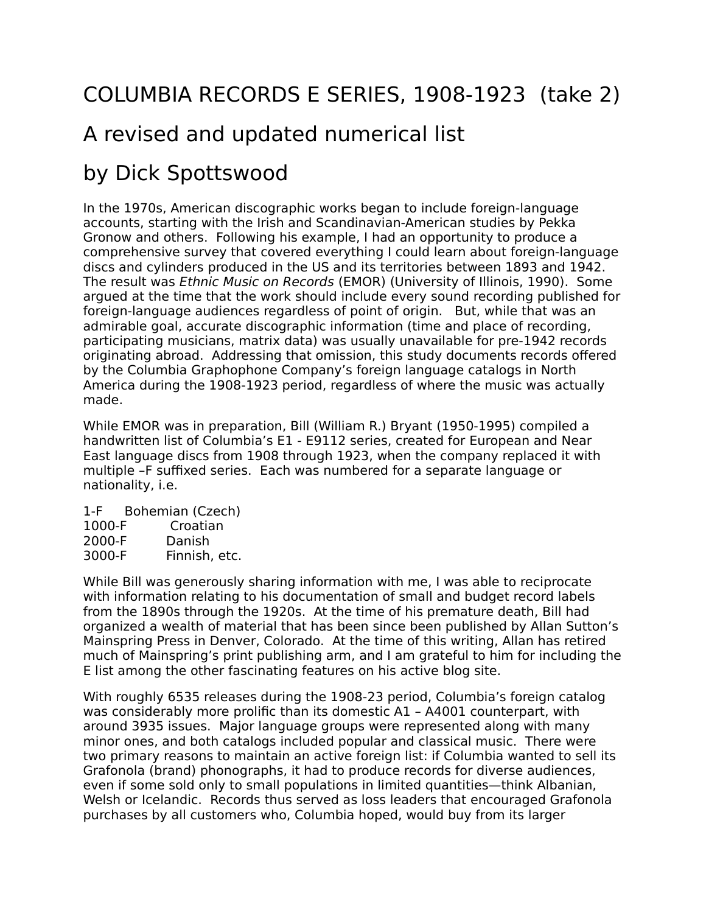# COLUMBIA RECORDS E SERIES, 1908-1923 (take 2)

## A revised and updated numerical list

## by Dick Spottswood

In the 1970s, American discographic works began to include foreign-language accounts, starting with the Irish and Scandinavian-American studies by Pekka Gronow and others. Following his example, I had an opportunity to produce a comprehensive survey that covered everything I could learn about foreign-language discs and cylinders produced in the US and its territories between 1893 and 1942. The result was *Ethnic Music on Records* (EMOR) (University of Illinois, 1990). Some argued at the time that the work should include every sound recording published for foreign-language audiences regardless of point of origin. But, while that was an admirable goal, accurate discographic information (time and place of recording, participating musicians, matrix data) was usually unavailable for pre-1942 records originating abroad. Addressing that omission, this study documents records offered by the Columbia Graphophone Company's foreign language catalogs in North America during the 1908-1923 period, regardless of where the music was actually made.

While EMOR was in preparation, Bill (William R.) Bryant (1950-1995) compiled a handwritten list of Columbia's E1 - E9112 series, created for European and Near East language discs from 1908 through 1923, when the company replaced it with multiple –F suffixed series. Each was numbered for a separate language or nationality, i.e.

1-F Bohemian (Czech)
1000-F Croatian
2000-F Danish
3000-F Finnish, etc.

While Bill was generously sharing information with me, I was able to reciprocate with information relating to his documentation of small and budget record labels from the 1890s through the 1920s. At the time of his premature death, Bill had organized a wealth of material that has been since been published by Allan Sutton's Mainspring Press in Denver, Colorado. At the time of this writing, Allan has retired much of Mainspring's print publishing arm, and I am grateful to him for including the E list among the other fascinating features on his active blog site.

With roughly 6535 releases during the 1908-23 period, Columbia's foreign catalog was considerably more prolific than its domestic A1 – A4001 counterpart, with around 3935 issues. Major language groups were represented along with many minor ones, and both catalogs included popular and classical music. There were two primary reasons to maintain an active foreign list: if Columbia wanted to sell its Grafonola (brand) phonographs, it had to produce records for diverse audiences, even if some sold only to small populations in limited quantities—think Albanian, Welsh or Icelandic. Records thus served as loss leaders that encouraged Grafonola purchases by all customers who, Columbia hoped, would buy from its larger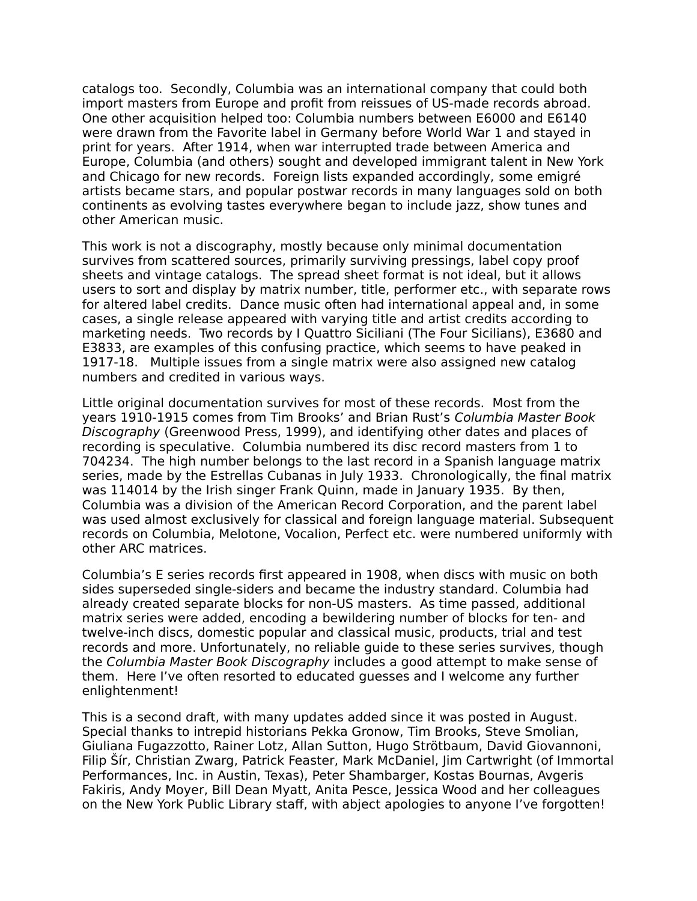catalogs too. Secondly, Columbia was an international company that could both import masters from Europe and profit from reissues of US-made records abroad. One other acquisition helped too: Columbia numbers between E6000 and E6140 were drawn from the Favorite label in Germany before World War 1 and stayed in print for years. After 1914, when war interrupted trade between America and Europe, Columbia (and others) sought and developed immigrant talent in New York and Chicago for new records. Foreign lists expanded accordingly, some emigré artists became stars, and popular postwar records in many languages sold on both continents as evolving tastes everywhere began to include jazz, show tunes and other American music.

This work is not a discography, mostly because only minimal documentation survives from scattered sources, primarily surviving pressings, label copy proof sheets and vintage catalogs. The spread sheet format is not ideal, but it allows users to sort and display by matrix number, title, performer etc., with separate rows for altered label credits. Dance music often had international appeal and, in some cases, a single release appeared with varying title and artist credits according to marketing needs. Two records by I Quattro Siciliani (The Four Sicilians), E3680 and E3833, are examples of this confusing practice, which seems to have peaked in 1917-18. Multiple issues from a single matrix were also assigned new catalog numbers and credited in various ways.

Little original documentation survives for most of these records. Most from the years 1910-1915 comes from Tim Brooks' and Brian Rust's *Columbia Master Book Discography* (Greenwood Press, 1999), and identifying other dates and places of recording is speculative. Columbia numbered its disc record masters from 1 to 704234. The high number belongs to the last record in a Spanish language matrix series, made by the Estrellas Cubanas in July 1933. Chronologically, the final matrix was 114014 by the Irish singer Frank Quinn, made in January 1935. By then, Columbia was a division of the American Record Corporation, and the parent label was used almost exclusively for classical and foreign language material. Subsequent records on Columbia, Melotone, Vocalion, Perfect etc. were numbered uniformly with other ARC matrices.

Columbia's E series records first appeared in 1908, when discs with music on both sides superseded single-siders and became the industry standard. Columbia had already created separate blocks for non-US masters. As time passed, additional matrix series were added, encoding a bewildering number of blocks for ten- and twelve-inch discs, domestic popular and classical music, products, trial and test records and more. Unfortunately, no reliable guide to these series survives, though the *Columbia Master Book Discography* includes a good attempt to make sense of them. Here I've often resorted to educated guesses and I welcome any further enlightenment!

This is a second draft, with many updates added since it was posted in August. Special thanks to intrepid historians Pekka Gronow, Tim Brooks, Steve Smolian, Giuliana Fugazzotto, Rainer Lotz, Allan Sutton, Hugo Strötbaum, David Giovannoni, Filip Šír, Christian Zwarg, Patrick Feaster, Mark McDaniel, Jim Cartwright (of Immortal Performances, Inc. in Austin, Texas), Peter Shambarger, Kostas Bournas, Avgeris Fakiris, Andy Moyer, Bill Dean Myatt, Anita Pesce, Jessica Wood and her colleagues on the New York Public Library staff, with abject apologies to anyone I've forgotten!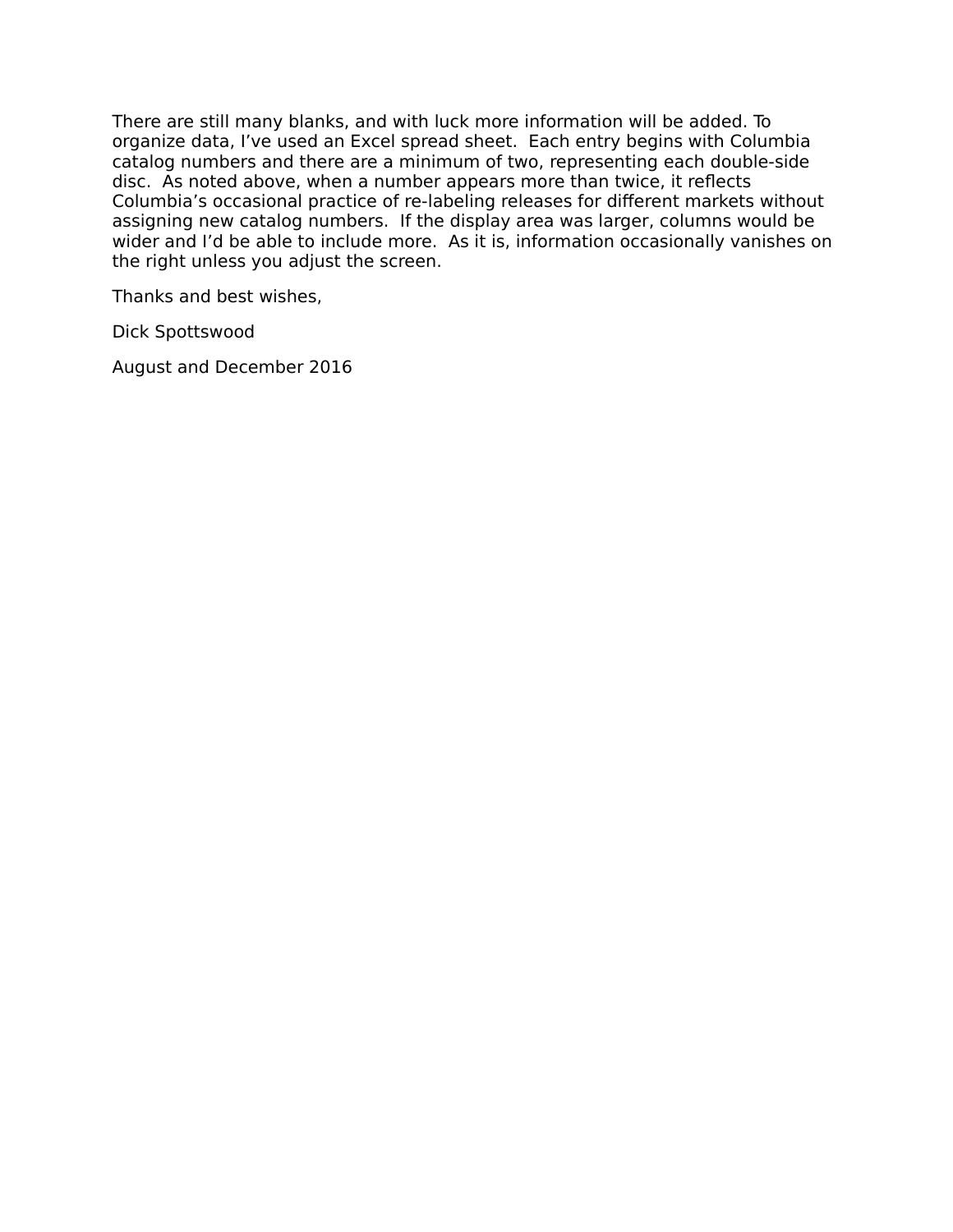There are still many blanks, and with luck more information will be added. To organize data, I've used an Excel spread sheet.  Each entry begins with Columbia catalog numbers and there are a minimum of two, representing each double-side disc.  As noted above, when a number appears more than twice, it reflects Columbia's occasional practice of re-labeling releases for different markets without assigning new catalog numbers.  If the display area was larger, columns would be wider and I'd be able to include more.  As it is, information occasionally vanishes on the right unless you adjust the screen.

Thanks and best wishes,

Dick Spottswood

August and December 2016